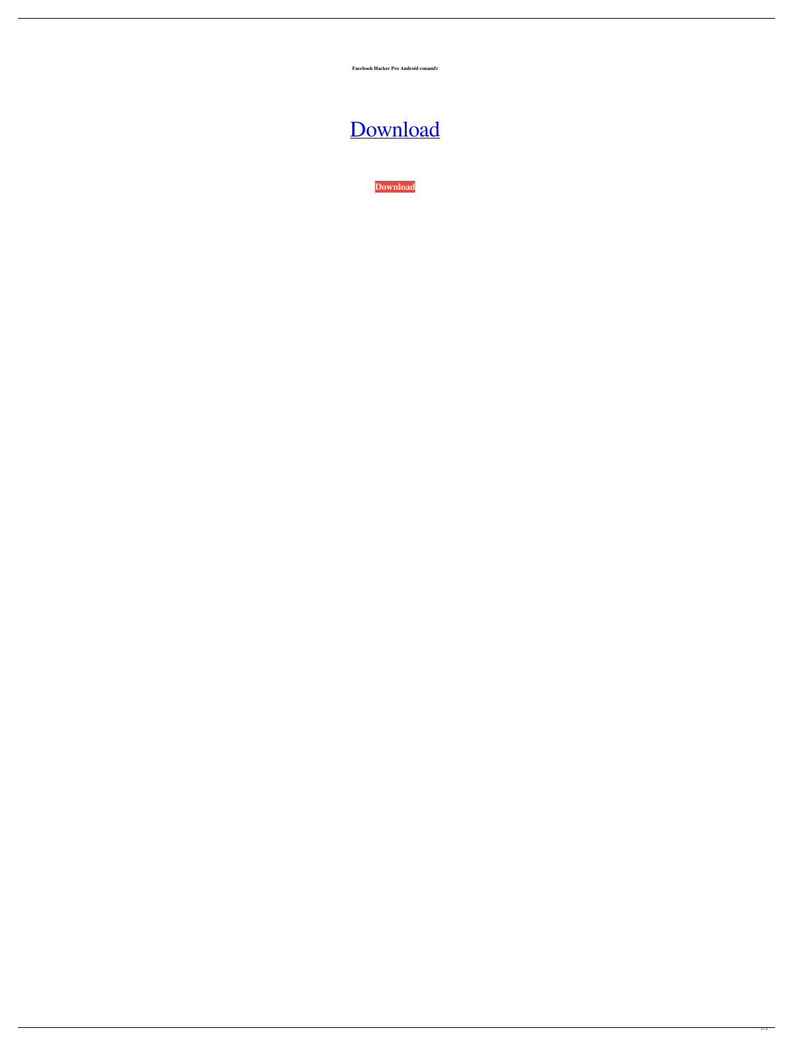**Facebook Hacker Pro Android conamfr**

Download

**Download**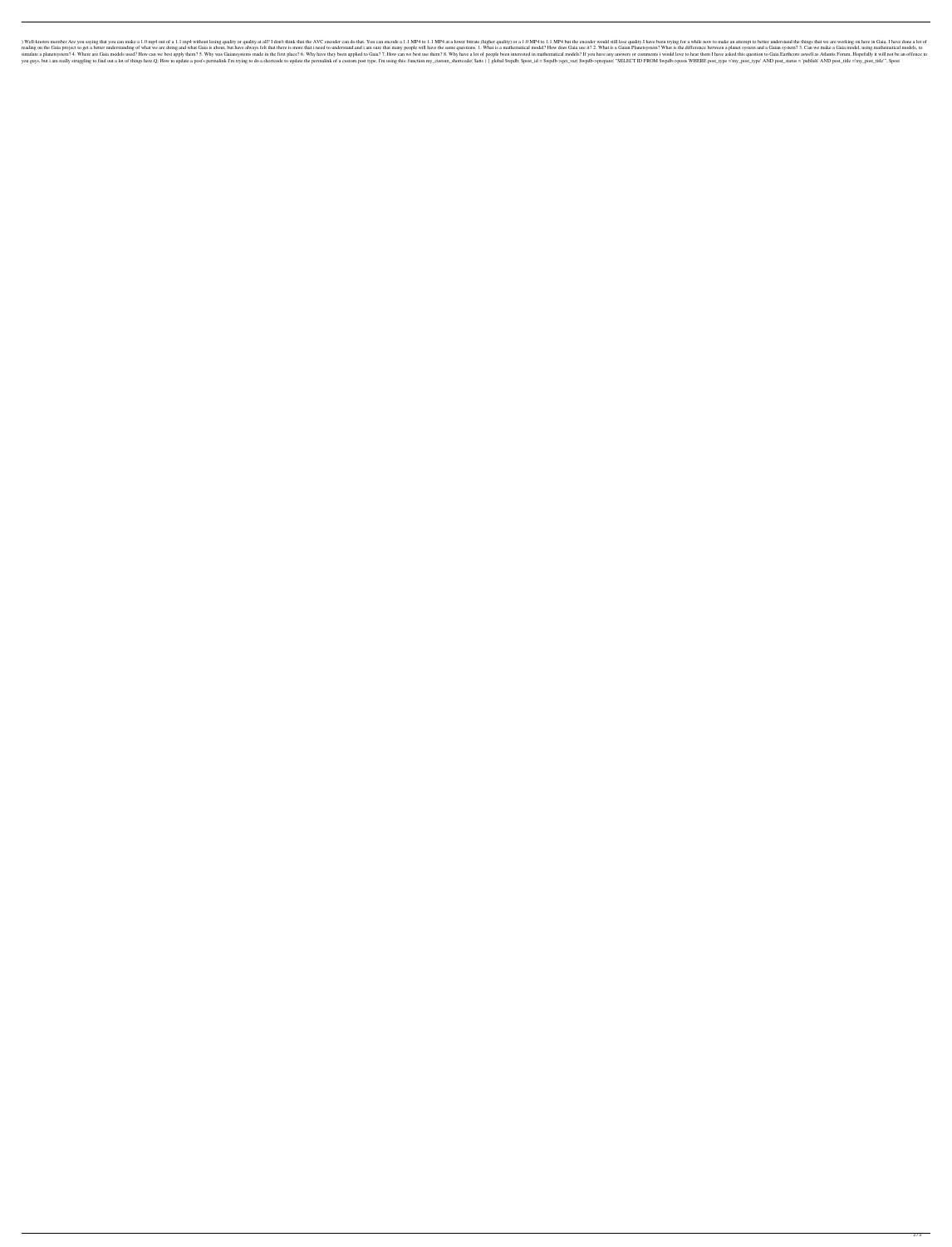) Well-known member Are you saying that you can make a 1.0 mp4 out of a 1.1 mp4 without losing quality or quality at all? I don't think that the AVC encoder can do that. You can encode a 1.1 MP4 to 1.1 MP4 at a lower bitrate (higher quality) or a 1.0 MP4 to 1.1 MP4 but the encoder would still lose quality.I have been trying for a while now to make an attempt to better understand the things that we are working on here in Gaia. I have done a lot of reading on the Gaia project to get a better understanding of what we are doing and what Gaia is about, but have always felt that there is more that i need to understand and i am sure that many people will have the same questions. 1. What is a mathematical model? How does Gaia use it? 2. What is a Gaian Planetsystem? What is the difference between a planet system and a Gaian system? 3. Can we make a Gaia model, using mathematical models, to simulate a planetsystem? 4. Where are Gaia models used? How can we best apply them? 5. Why was Gaiasystems made in the first place? 6. Why have they been applied to Gaia? 7. How can we best use them? 8. Why have a lot of people been interested in mathematical models? If you have any answers or comments i would love to hear them I have asked this question to Gaia Earthcore aswell as Atlantis Forum. Hopefully it will not be an offence to you guys, but i am really struggling to find out a lot of things here.Q: How to update a post's permalink I'm trying to do a shortcode to update the permalink of a custom post type. I'm using this: function my_custom_shortcode( $atts ) { global $wpdb; $post_id = $wpdb->get_var( $wpdb->prepare( "SELECT ID FROM $wpdb->posts WHERE post_type ='my_post_type' AND post_status = 'publish' AND post_title ='my_post_title'", $post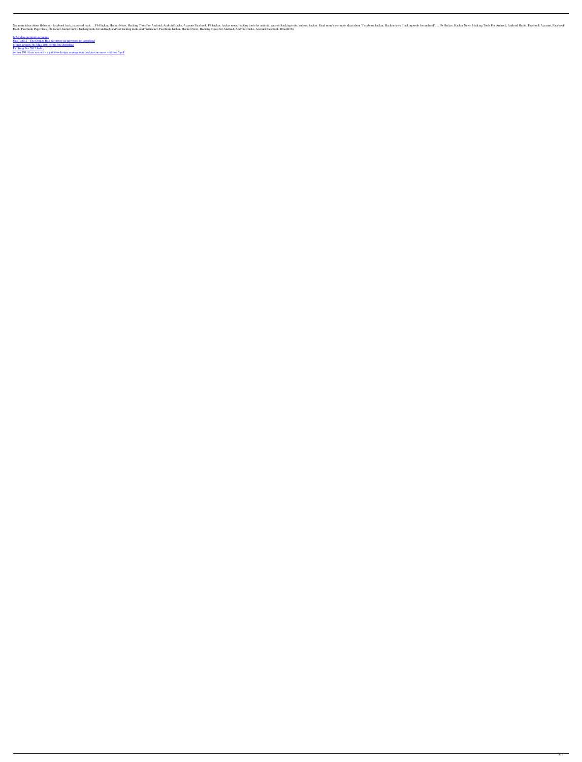See more ideas about fb hacker, facebook hack, password hack. ... Fb Hacker, Hacker News, Hacking Tools For Android, Android Hacks, Account Facebook. Fb hacker, hacker news, hacking tools for android, android hacking tools, android hacker. Read moreView more ideas about "Facebook hacker, Hacker news, Hacking tools for android". ... Fb Hacker, Hacker News, Hacking Tools For Android, Android Hacks, Facebook Account, Facebook Hack, Facebook Page Hack. Fb hacker, hacker news, hacking tools for android, android hacking tools, android hacker. Facebook hacker, Hacker News, Hacking Tools For Android, Android Hacks, Account Facebook. ff3ad4f19a

fc2-video-premium-accounts
Half-Life 2 - The Orange Box no survey no password no download
xforce keygen 3ds Max 2014 64bit free download
Dil Jiina Pox 2013 Indir
aemna 191 alarm systems - a guide to design, management and procurement - edition 2.pdf